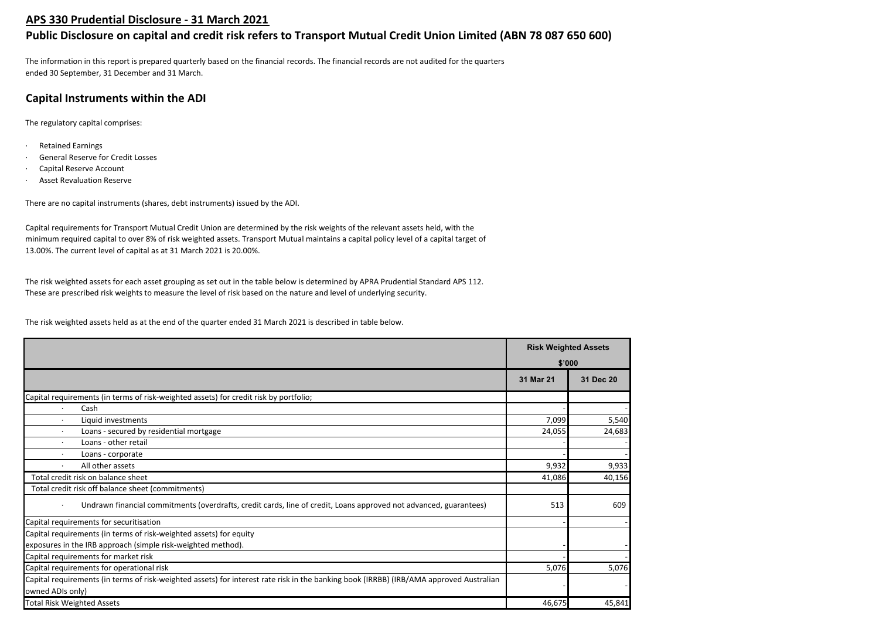## APS 330 Prudential Disclosure - 31 March 2021

## Public Disclosure on capital and credit risk refers to Transport Mutual Credit Union Limited (ABN 78 087 650 600)

The information in this report is prepared quarterly based on the financial records. The financial records are not audited for the quarters ended 30 September, 31 December and 31 March.

## Capital Instruments within the ADI

The regulatory capital comprises:

- Retained Earnings
- General Reserve for Credit Losses
- Capital Reserve Account
- Asset Revaluation Reserve

There are no capital instruments (shares, debt instruments) issued by the ADI.

Capital requirements for Transport Mutual Credit Union are determined by the risk weights of the relevant assets held, with the minimum required capital to over 8% of risk weighted assets. Transport Mutual maintains a capital policy level of a capital target of 13.00%. The current level of capital as at 31 March 2021 is 20.00%.

The risk weighted assets for each asset grouping as set out in the table below is determined by APRA Prudential Standard APS 112. These are prescribed risk weights to measure the level of risk based on the nature and level of underlying security.

The risk weighted assets held as at the end of the quarter ended 31 March 2021 is described in table below.

| | Risk Weighted Assets $'000 | |
|---|---|---|
| | 31 Mar 21 | 31 Dec 20 |
| Capital requirements (in terms of risk-weighted assets) for credit risk by portfolio; | | |
| · Cash | - | - |
| · Liquid investments | 7,099 | 5,540 |
| · Loans - secured by residential mortgage | 24,055 | 24,683 |
| · Loans - other retail | - | - |
| · Loans - corporate | - | - |
| · All other assets | 9,932 | 9,933 |
| Total credit risk on balance sheet | 41,086 | 40,156 |
| Total credit risk off balance sheet (commitments) | | |
| · Undrawn financial commitments (overdrafts, credit cards, line of credit, Loans approved not advanced, guarantees) | 513 | 609 |
| Capital requirements for securitisation | - | - |
| Capital requirements (in terms of risk-weighted assets) for equity exposures in the IRB approach (simple risk-weighted method). | - | - |
| Capital requirements for market risk | - | - |
| Capital requirements for operational risk | 5,076 | 5,076 |
| Capital requirements (in terms of risk-weighted assets) for interest rate risk in the banking book (IRRBB) (IRB/AMA approved Australian owned ADIs only) | - | - |
| Total Risk Weighted Assets | 46,675 | 45,841 |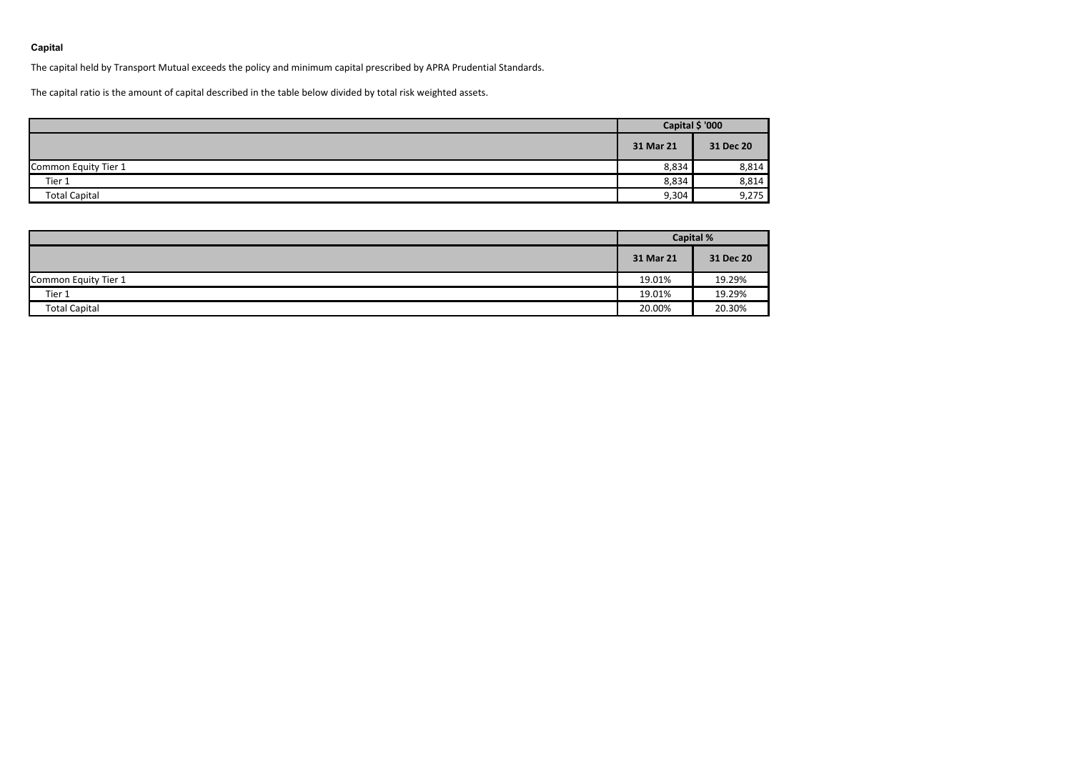## Capital

The capital held by Transport Mutual exceeds the policy and minimum capital prescribed by APRA Prudential Standards.

The capital ratio is the amount of capital described in the table below divided by total risk weighted assets.

| | Capital $ '000 | |
|---|---|---|
| | 31 Mar 21 | 31 Dec 20 |
| Common Equity Tier 1 | 8,834 | 8,814 |
| Tier 1 | 8,834 | 8,814 |
| Total Capital | 9,304 | 9,275 |

| | Capital % | |
|---|---|---|
| | 31 Mar 21 | 31 Dec 20 |
| Common Equity Tier 1 | 19.01% | 19.29% |
| Tier 1 | 19.01% | 19.29% |
| Total Capital | 20.00% | 20.30% |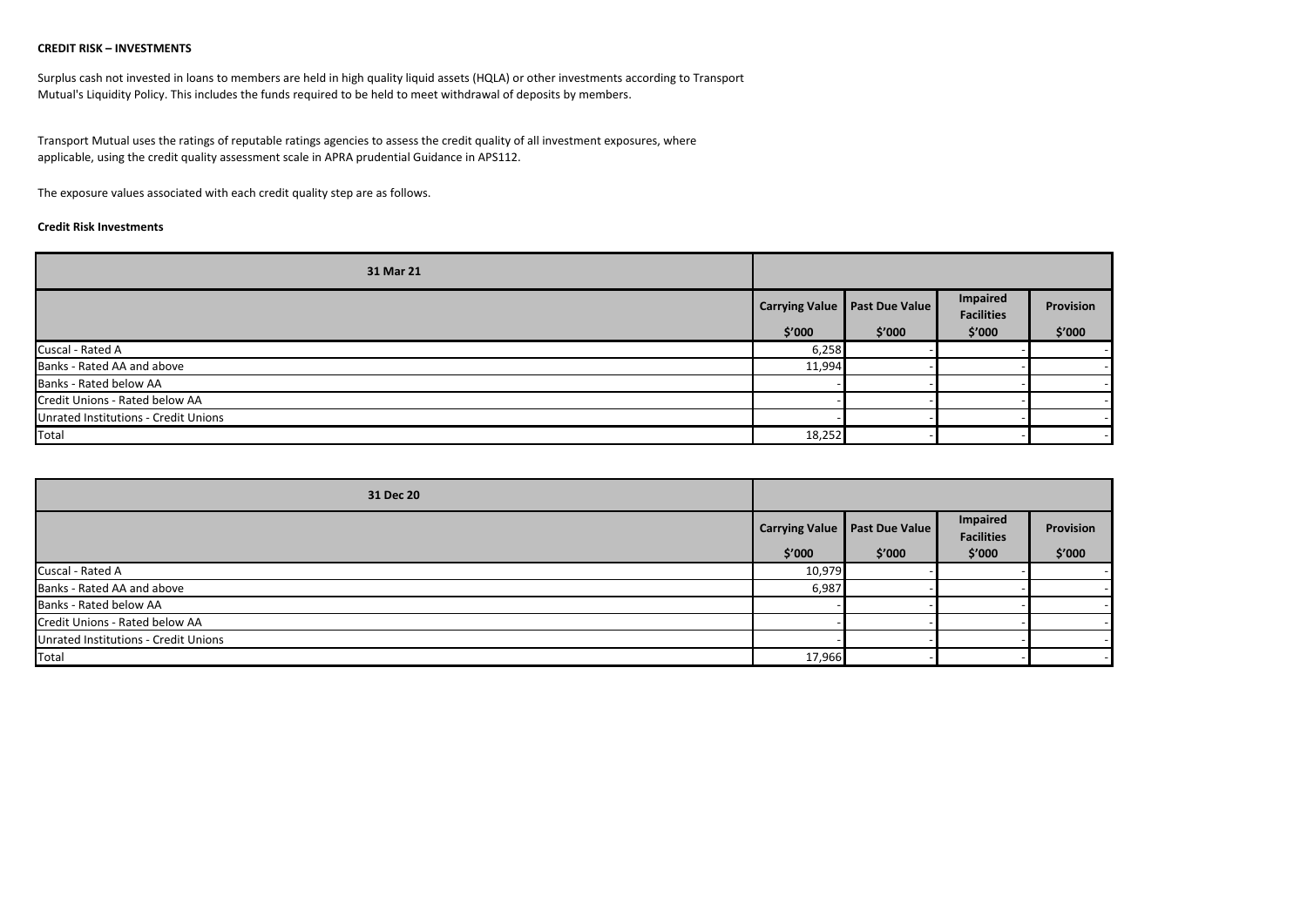**CREDIT RISK – INVESTMENTS**

Surplus cash not invested in loans to members are held in high quality liquid assets (HQLA) or other investments according to Transport Mutual's Liquidity Policy. This includes the funds required to be held to meet withdrawal of deposits by members.

Transport Mutual uses the ratings of reputable ratings agencies to assess the credit quality of all investment exposures, where applicable, using the credit quality assessment scale in APRA prudential Guidance in APS112.

The exposure values associated with each credit quality step are as follows.

**Credit Risk Investments**

| 31 Mar 21 | | | | |
|---|---|---|---|---|
| | Carrying Value $'000 | Past Due Value $'000 | Impaired Facilities $'000 | Provision $'000 |
| Cuscal - Rated A | 6,258 | - | - | - |
| Banks - Rated AA and above | 11,994 | - | - | - |
| Banks - Rated below AA | - | - | - | - |
| Credit Unions - Rated below AA | - | - | - | - |
| Unrated Institutions - Credit Unions | - | - | - | - |
| Total | 18,252 | - | - | - |

| 31 Dec 20 | | | | |
|---|---|---|---|---|
| | Carrying Value $'000 | Past Due Value $'000 | Impaired Facilities $'000 | Provision $'000 |
| Cuscal - Rated A | 10,979 | - | - | - |
| Banks - Rated AA and above | 6,987 | - | - | - |
| Banks - Rated below AA | - | - | - | - |
| Credit Unions - Rated below AA | - | - | - | - |
| Unrated Institutions - Credit Unions | - | - | - | - |
| Total | 17,966 | - | - | - |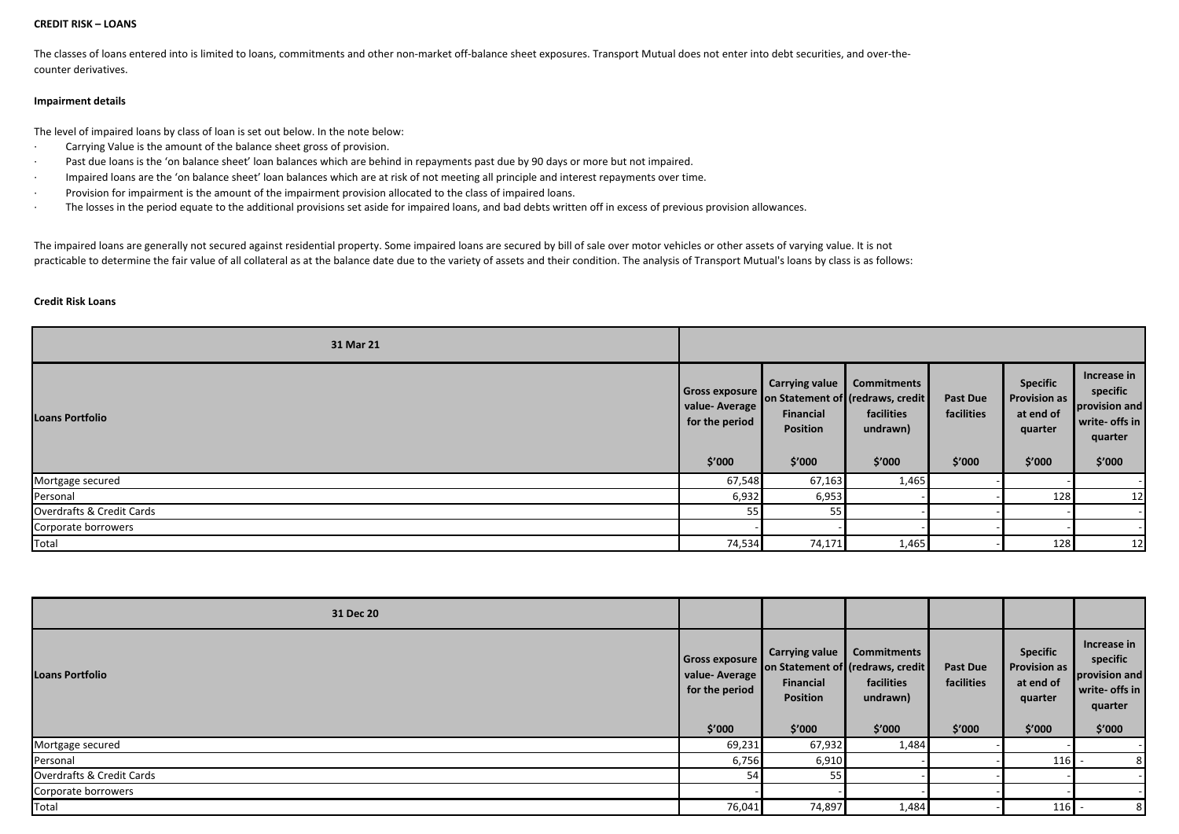**CREDIT RISK – LOANS**

The classes of loans entered into is limited to loans, commitments and other non-market off-balance sheet exposures. Transport Mutual does not enter into debt securities, and over-the-counter derivatives.

**Impairment details**

The level of impaired loans by class of loan is set out below. In the note below:

- Carrying Value is the amount of the balance sheet gross of provision.
- Past due loans is the 'on balance sheet' loan balances which are behind in repayments past due by 90 days or more but not impaired.
- Impaired loans are the 'on balance sheet' loan balances which are at risk of not meeting all principle and interest repayments over time.
- Provision for impairment is the amount of the impairment provision allocated to the class of impaired loans.
- The losses in the period equate to the additional provisions set aside for impaired loans, and bad debts written off in excess of previous provision allowances.

The impaired loans are generally not secured against residential property. Some impaired loans are secured by bill of sale over motor vehicles or other assets of varying value. It is not practicable to determine the fair value of all collateral as at the balance date due to the variety of assets and their condition. The analysis of Transport Mutual's loans by class is as follows:

**Credit Risk Loans**

| 31 Mar 21 | | | | | | |
|---|---|---|---|---|---|---|
| Loans Portfolio | Gross exposure value- Average for the period | Carrying value on Statement of Financial Position | Commitments (redraws, credit facilities undrawn) | Past Due facilities | Specific Provision as at end of quarter | Increase in specific provision and write- offs in quarter |
| | $'000 | $'000 | $'000 | $'000 | $'000 | $'000 |
| Mortgage secured | 67,548 | 67,163 | 1,465 | - | - | - |
| Personal | 6,932 | 6,953 | - | - | 128 | 12 |
| Overdrafts & Credit Cards | 55 | 55 | - | - | - | - |
| Corporate borrowers | - | - | - | - | - | - |
| Total | 74,534 | 74,171 | 1,465 | - | 128 | 12 |

| 31 Dec 20 | | | | | | |
|---|---|---|---|---|---|---|
| Loans Portfolio | Gross exposure value- Average for the period | Carrying value on Statement of Financial Position | Commitments (redraws, credit facilities undrawn) | Past Due facilities | Specific Provision as at end of quarter | Increase in specific provision and write- offs in quarter |
| | $'000 | $'000 | $'000 | $'000 | $'000 | $'000 |
| Mortgage secured | 69,231 | 67,932 | 1,484 | - | - | - |
| Personal | 6,756 | 6,910 | - | - | 116 | - 8 |
| Overdrafts & Credit Cards | 54 | 55 | - | - | - | - |
| Corporate borrowers | - | - | - | - | - | - |
| Total | 76,041 | 74,897 | 1,484 | - | 116 | - 8 |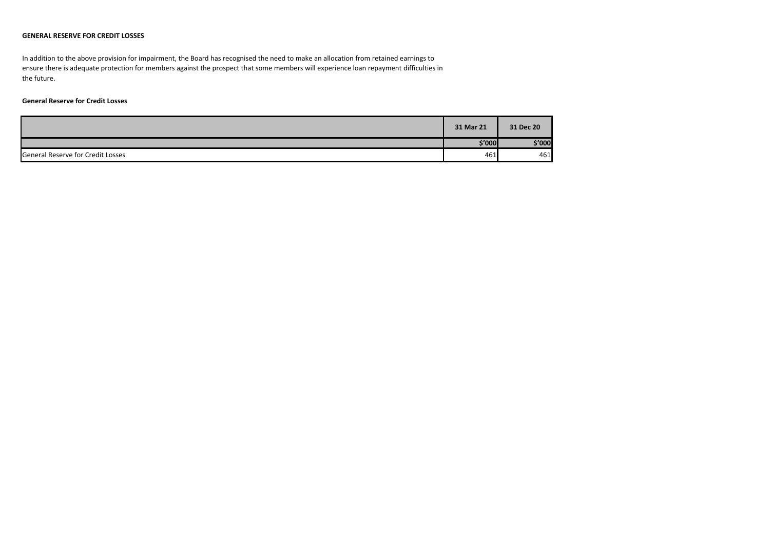## GENERAL RESERVE FOR CREDIT LOSSES

In addition to the above provision for impairment, the Board has recognised the need to make an allocation from retained earnings to ensure there is adequate protection for members against the prospect that some members will experience loan repayment difficulties in the future.

**General Reserve for Credit Losses**

| | 31 Mar 21 | 31 Dec 20 |
|---|---|---|
| | $'000 | $'000 |
| General Reserve for Credit Losses | 461 | 461 |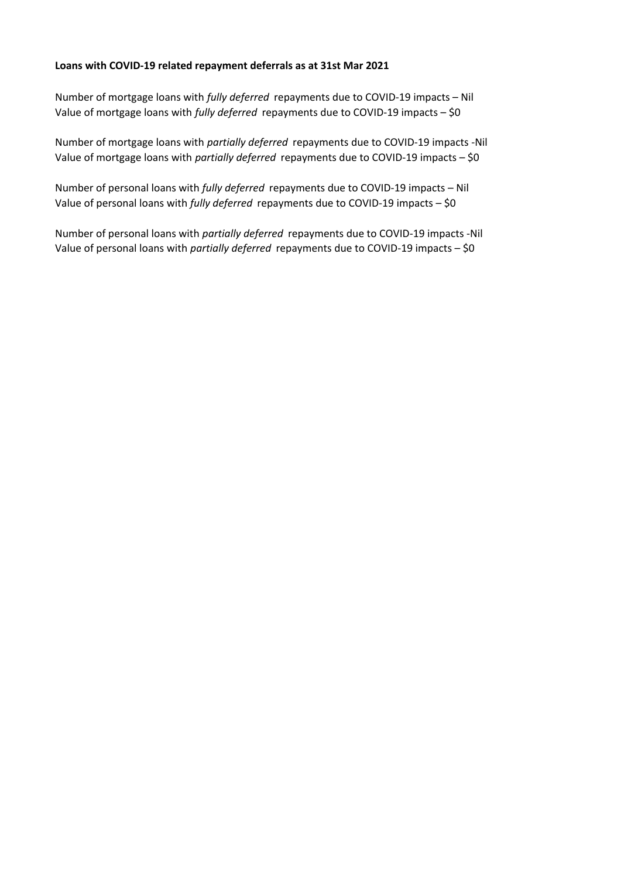**Loans with COVID-19 related repayment deferrals as at 31st Mar 2021**

Number of mortgage loans with *fully deferred* repayments due to COVID-19 impacts – Nil
Value of mortgage loans with *fully deferred* repayments due to COVID-19 impacts – $0

Number of mortgage loans with *partially deferred* repayments due to COVID-19 impacts -Nil
Value of mortgage loans with *partially deferred* repayments due to COVID-19 impacts – $0

Number of personal loans with *fully deferred* repayments due to COVID-19 impacts – Nil
Value of personal loans with *fully deferred* repayments due to COVID-19 impacts – $0

Number of personal loans with *partially deferred* repayments due to COVID-19 impacts -Nil
Value of personal loans with *partially deferred* repayments due to COVID-19 impacts – $0